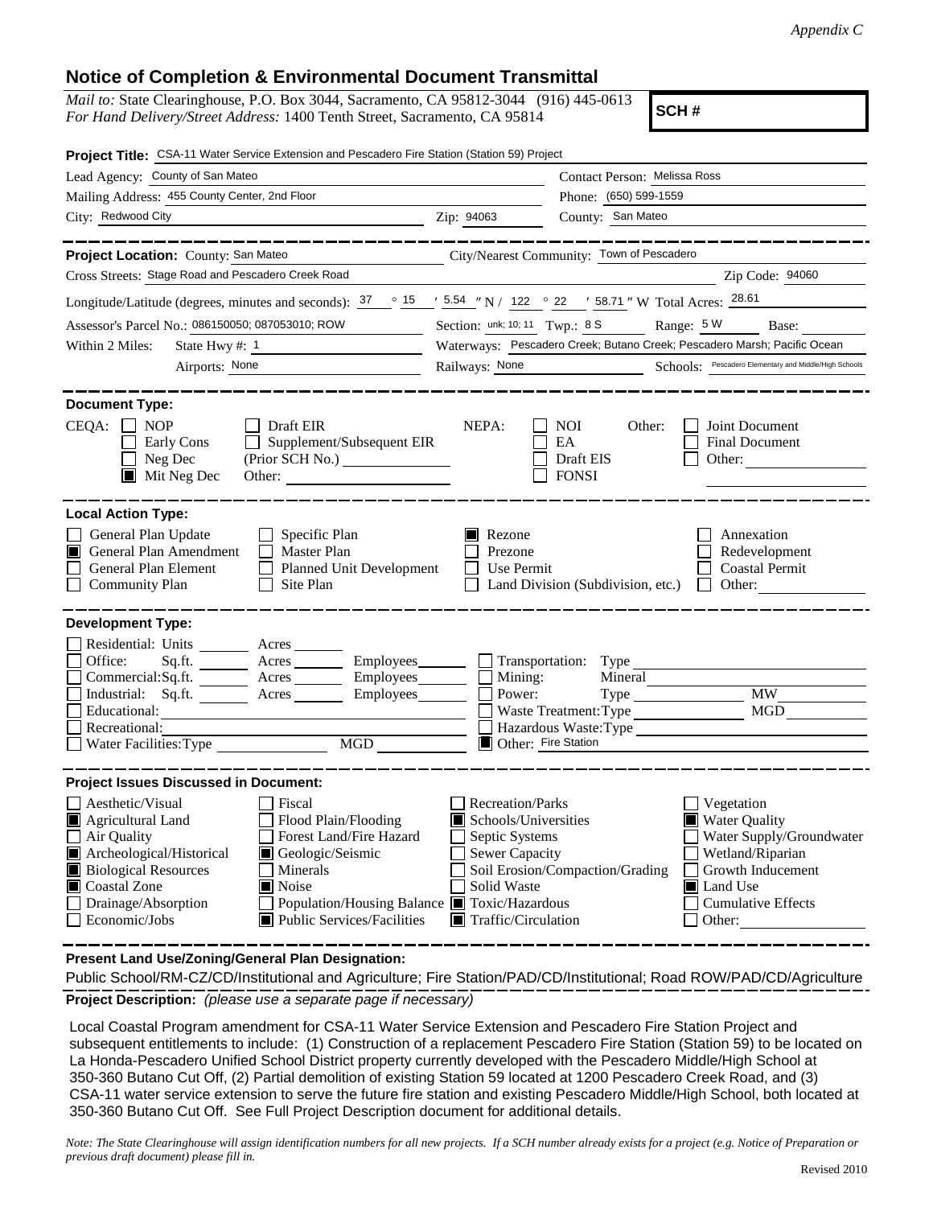*Appendix C*

# Notice of Completion & Environmental Document Transmittal

*Mail to:* State Clearinghouse, P.O. Box 3044, Sacramento, CA 95812-3044 (916) 445-0613
*For Hand Delivery/Street Address:* 1400 Tenth Street, Sacramento, CA 95814

**SCH #**

**Project Title:** CSA-11 Water Service Extension and Pescadero Fire Station (Station 59) Project

Lead Agency: County of San Mateo
Contact Person: Melissa Ross
Mailing Address: 455 County Center, 2nd Floor
Phone: (650) 599-1559
City: Redwood City
Zip: 94063
County: San Mateo

---

**Project Location:** County: San Mateo
City/Nearest Community: Town of Pescadero
Cross Streets: Stage Road and Pescadero Creek Road
Zip Code: 94060

Longitude/Latitude (degrees, minutes and seconds): 37 ° 15 ′ 5.54 ″ N / 122 ° 22 ′ 58.71 ″ W Total Acres: 28.61

Assessor's Parcel No.: 086150050; 087053010; ROW
Section: unk; 10; 11 Twp.: 8 S Range: 5 W Base:

Within 2 Miles: State Hwy #: 1
Waterways: Pescadero Creek; Butano Creek; Pescadero Marsh; Pacific Ocean
Airports: None
Railways: None
Schools: Pescadero Elementary and Middle/High Schools

---

**Document Type:**

CEQA:
- ☐ NOP
- ☐ Early Cons
- ☐ Neg Dec
- ☒ Mit Neg Dec
- ☐ Draft EIR
- ☐ Supplement/Subsequent EIR (Prior SCH No.)
- Other:

NEPA:
- ☐ NOI
- ☐ EA
- ☐ Draft EIS
- ☐ FONSI

Other:
- ☐ Joint Document
- ☐ Final Document
- ☐ Other:

---

**Local Action Type:**

- ☐ General Plan Update
- ☒ General Plan Amendment
- ☐ General Plan Element
- ☐ Community Plan
- ☐ Specific Plan
- ☐ Master Plan
- ☐ Planned Unit Development
- ☐ Site Plan
- ☒ Rezone
- ☐ Prezone
- ☐ Use Permit
- ☐ Land Division (Subdivision, etc.)
- ☐ Annexation
- ☐ Redevelopment
- ☐ Coastal Permit
- ☐ Other:

---

**Development Type:**

- ☐ Residential: Units ______ Acres ______
- ☐ Office: Sq.ft. ______ Acres ______ Employees ______
- ☐ Commercial: Sq.ft. ______ Acres ______ Employees ______
- ☐ Industrial: Sq.ft. ______ Acres ______ Employees ______
- ☐ Educational:
- ☐ Recreational:
- ☐ Water Facilities: Type ______ MGD ______
- ☐ Transportation: Type
- ☐ Mining: Mineral
- ☐ Power: Type ______ MW
- ☐ Waste Treatment: Type ______ MGD
- ☐ Hazardous Waste: Type
- ☒ Other: Fire Station

---

**Project Issues Discussed in Document:**

- ☐ Aesthetic/Visual
- ☒ Agricultural Land
- ☐ Air Quality
- ☒ Archeological/Historical
- ☒ Biological Resources
- ☒ Coastal Zone
- ☐ Drainage/Absorption
- ☐ Economic/Jobs
- ☐ Fiscal
- ☐ Flood Plain/Flooding
- ☐ Forest Land/Fire Hazard
- ☒ Geologic/Seismic
- ☐ Minerals
- ☒ Noise
- ☐ Population/Housing Balance
- ☒ Public Services/Facilities
- ☐ Recreation/Parks
- ☒ Schools/Universities
- ☐ Septic Systems
- ☐ Sewer Capacity
- ☐ Soil Erosion/Compaction/Grading
- ☐ Solid Waste
- ☒ Toxic/Hazardous
- ☒ Traffic/Circulation
- ☐ Vegetation
- ☒ Water Quality
- ☐ Water Supply/Groundwater
- ☐ Wetland/Riparian
- ☐ Growth Inducement
- ☒ Land Use
- ☐ Cumulative Effects
- ☐ Other:

---

**Present Land Use/Zoning/General Plan Designation:**

Public School/RM-CZ/CD/Institutional and Agriculture; Fire Station/PAD/CD/Institutional; Road ROW/PAD/CD/Agriculture

**Project Description:** *(please use a separate page if necessary)*

Local Coastal Program amendment for CSA-11 Water Service Extension and Pescadero Fire Station Project and subsequent entitlements to include: (1) Construction of a replacement Pescadero Fire Station (Station 59) to be located on La Honda-Pescadero Unified School District property currently developed with the Pescadero Middle/High School at 350-360 Butano Cut Off, (2) Partial demolition of existing Station 59 located at 1200 Pescadero Creek Road, and (3) CSA-11 water service extension to serve the future fire station and existing Pescadero Middle/High School, both located at 350-360 Butano Cut Off. See Full Project Description document for additional details.

*Note: The State Clearinghouse will assign identification numbers for all new projects. If a SCH number already exists for a project (e.g. Notice of Preparation or previous draft document) please fill in.*

Revised 2010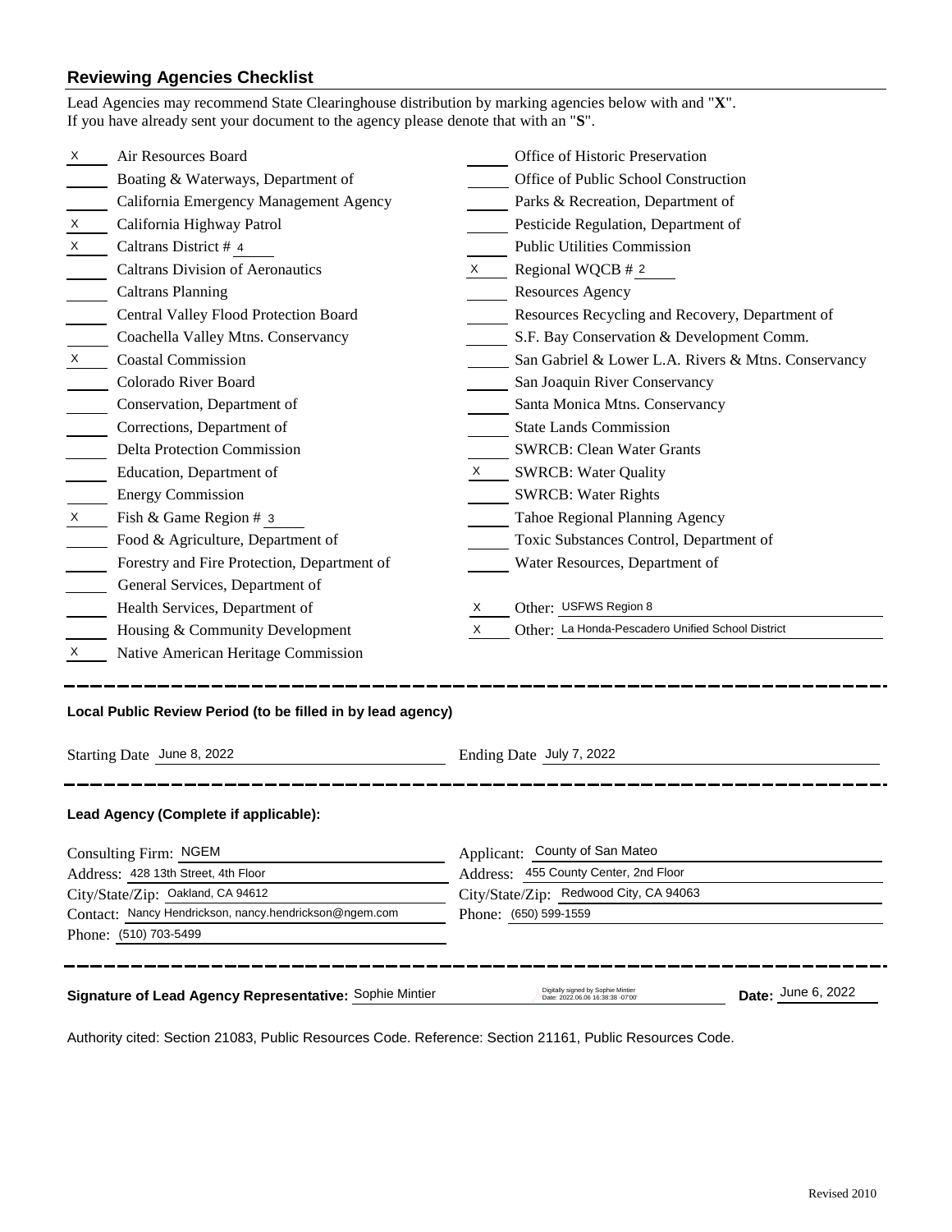## Reviewing Agencies Checklist

Lead Agencies may recommend State Clearinghouse distribution by marking agencies below with and "**X**".
If you have already sent your document to the agency please denote that with an "**S**".

| | | | |
|---|---|---|---|
| X | Air Resources Board | | Office of Historic Preservation |
| | Boating & Waterways, Department of | | Office of Public School Construction |
| | California Emergency Management Agency | | Parks & Recreation, Department of |
| X | California Highway Patrol | | Pesticide Regulation, Department of |
| X | Caltrans District # 4 | | Public Utilities Commission |
| | Caltrans Division of Aeronautics | X | Regional WQCB # 2 |
| | Caltrans Planning | | Resources Agency |
| | Central Valley Flood Protection Board | | Resources Recycling and Recovery, Department of |
| | Coachella Valley Mtns. Conservancy | | S.F. Bay Conservation & Development Comm. |
| X | Coastal Commission | | San Gabriel & Lower L.A. Rivers & Mtns. Conservancy |
| | Colorado River Board | | San Joaquin River Conservancy |
| | Conservation, Department of | | Santa Monica Mtns. Conservancy |
| | Corrections, Department of | | State Lands Commission |
| | Delta Protection Commission | | SWRCB: Clean Water Grants |
| | Education, Department of | X | SWRCB: Water Quality |
| | Energy Commission | | SWRCB: Water Rights |
| X | Fish & Game Region # 3 | | Tahoe Regional Planning Agency |
| | Food & Agriculture, Department of | | Toxic Substances Control, Department of |
| | Forestry and Fire Protection, Department of | | Water Resources, Department of |
| | General Services, Department of | | |
| | Health Services, Department of | X | Other: USFWS Region 8 |
| | Housing & Community Development | X | Other: La Honda-Pescadero Unified School District |
| X | Native American Heritage Commission | | |

---

**Local Public Review Period (to be filled in by lead agency)**

Starting Date June 8, 2022 Ending Date July 7, 2022

---

**Lead Agency (Complete if applicable):**

Consulting Firm: NGEM
Address: 428 13th Street, 4th Floor
City/State/Zip: Oakland, CA 94612
Contact: Nancy Hendrickson, nancy.hendrickson@ngem.com
Phone: (510) 703-5499

Applicant: County of San Mateo
Address: 455 County Center, 2nd Floor
City/State/Zip: Redwood City, CA 94063
Phone: (650) 599-1559

---

**Signature of Lead Agency Representative:** Sophie Mintier Digitally signed by Sophie Mintier Date: 2022.06.06 16:38:38 -07'00' **Date:** June 6, 2022

Authority cited: Section 21083, Public Resources Code. Reference: Section 21161, Public Resources Code.

Revised 2010